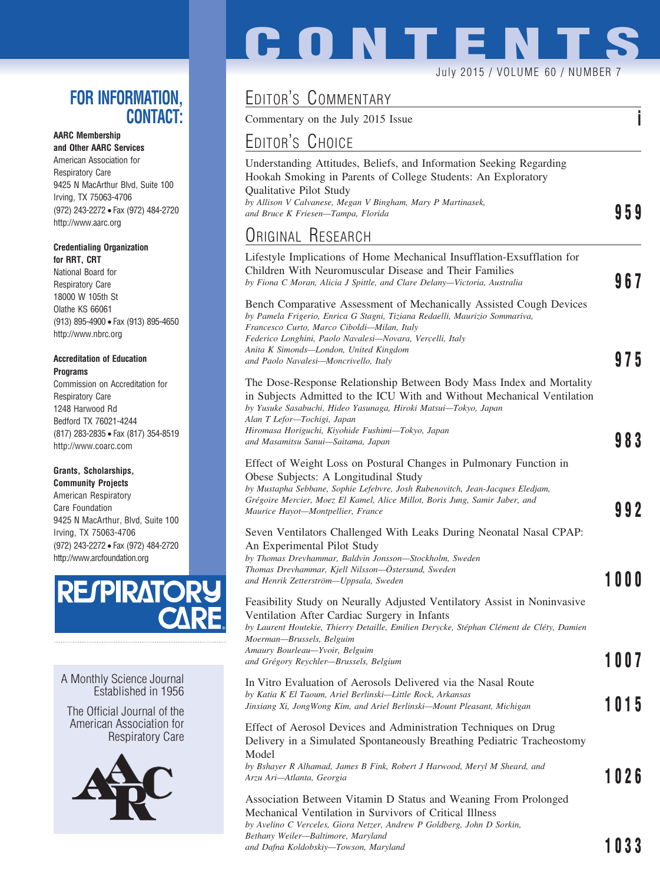# CONTENTS

July 2015 / VOLUME 60 / NUMBER 7

## EDITOR'S COMMENTARY

Commentary on the July 2015 Issue **i**

## EDITOR'S CHOICE

Understanding Attitudes, Beliefs, and Information Seeking Regarding Hookah Smoking in Parents of College Students: An Exploratory Qualitative Pilot Study
*by Allison V Calvanese, Megan V Bingham, Mary P Martinasek, and Bruce K Friesen—Tampa, Florida* **959**

## ORIGINAL RESEARCH

Lifestyle Implications of Home Mechanical Insufflation-Exsufflation for Children With Neuromuscular Disease and Their Families
*by Fiona C Moran, Alicia J Spittle, and Clare Delany—Victoria, Australia* **967**

Bench Comparative Assessment of Mechanically Assisted Cough Devices
*by Pamela Frigerio, Enrica G Stagni, Tiziana Redaelli, Maurizio Sommariva, Francesco Curto, Marco Ciboldi—Milan, Italy*
*Federico Longhini, Paolo Navalesi—Novara, Vercelli, Italy*
*Anita K Simonds—London, United Kingdom*
*and Paolo Navalesi—Moncrivello, Italy* **975**

The Dose-Response Relationship Between Body Mass Index and Mortality in Subjects Admitted to the ICU With and Without Mechanical Ventilation
*by Yusuke Sasabuchi, Hideo Yasunaga, Hiroki Matsui—Tokyo, Japan*
*Alan T Lefor—Tochigi, Japan*
*Hiromasa Horiguchi, Kiyohide Fushimi—Tokyo, Japan*
*and Masamitsu Sanui—Saitama, Japan* **983**

Effect of Weight Loss on Postural Changes in Pulmonary Function in Obese Subjects: A Longitudinal Study
*by Mustapha Sebbane, Sophie Lefebvre, Josh Rubenovitch, Jean-Jacques Eledjam, Grégoire Mercier, Moez El Kamel, Alice Millot, Boris Jung, Samir Jaber, and Maurice Hayot—Montpellier, France* **992**

Seven Ventilators Challenged With Leaks During Neonatal Nasal CPAP: An Experimental Pilot Study
*by Thomas Drevhammar, Baldvin Jonsson—Stockholm, Sweden*
*Thomas Drevhammar, Kjell Nilsson—Östersund, Sweden*
*and Henrik Zetterström—Uppsala, Sweden* **1000**

Feasibility Study on Neurally Adjusted Ventilatory Assist in Noninvasive Ventilation After Cardiac Surgery in Infants
*by Laurent Houtekie, Thierry Detaille, Emilien Derycke, Stéphan Clément de Cléty, Damien Moerman—Brussels, Belguim*
*Amaury Bourleau—Yvoir, Belguim*
*and Grégory Reychler—Brussels, Belgium* **1007**

In Vitro Evaluation of Aerosols Delivered via the Nasal Route
*by Katia K El Taoum, Ariel Berlinski—Little Rock, Arkansas*
*Jinxiang Xi, JongWong Kim, and Ariel Berlinski—Mount Pleasant, Michigan* **1015**

Effect of Aerosol Devices and Administration Techniques on Drug Delivery in a Simulated Spontaneously Breathing Pediatric Tracheostomy Model
*by Bshayer R Alhamad, James B Fink, Robert J Harwood, Meryl M Sheard, and Arzu Ari—Atlanta, Georgia* **1026**

Association Between Vitamin D Status and Weaning From Prolonged Mechanical Ventilation in Survivors of Critical Illness
*by Avelino C Verceles, Giora Netzer, Andrew P Goldberg, John D Sorkin, Bethany Weiler—Baltimore, Maryland*
*and Dafna Koldobskiy—Towson, Maryland* **1033**

## FOR INFORMATION, CONTACT:

**AARC Membership and Other AARC Services**
American Association for Respiratory Care
9425 N MacArthur Blvd, Suite 100
Irving, TX 75063-4706
(972) 243-2272 • Fax (972) 484-2720
http://www.aarc.org

**Credentialing Organization for RRT, CRT**
National Board for Respiratory Care
18000 W 105th St
Olathe KS 66061
(913) 895-4900 • Fax (913) 895-4650
http://www.nbrc.org

**Accreditation of Education Programs**
Commission on Accreditation for Respiratory Care
1248 Harwood Rd
Bedford TX 76021-4244
(817) 283-2835 • Fax (817) 354-8519
http://www.coarc.com

**Grants, Scholarships, Community Projects**
American Respiratory Care Foundation
9425 N MacArthur, Blvd, Suite 100
Irving, TX 75063-4706
(972) 243-2272 • Fax (972) 484-2720
http://www.arcfoundation.org

RESPIRATORY CARE

A Monthly Science Journal
Established in 1956

The Official Journal of the American Association for Respiratory Care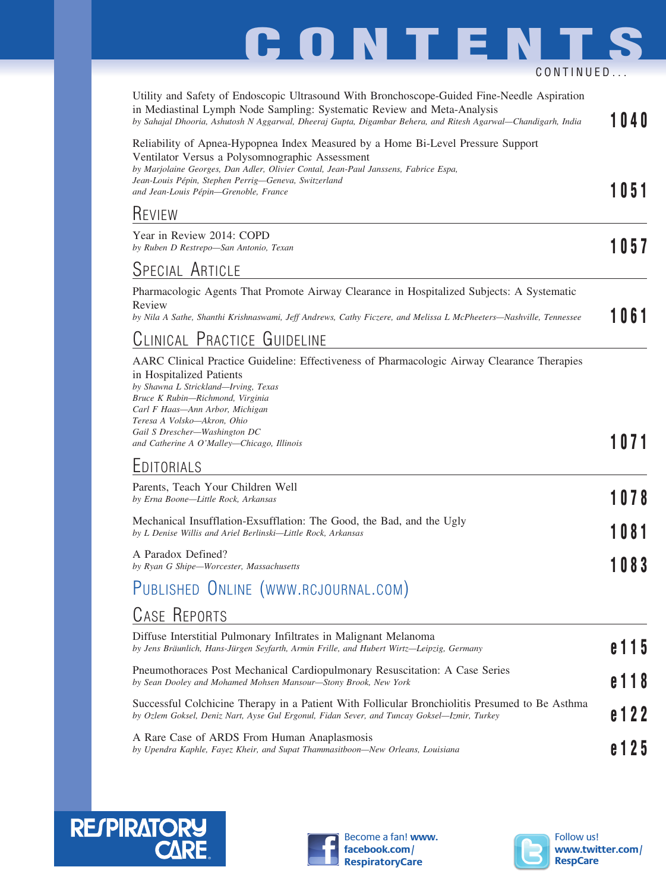# CONTENTS

CONTINUED...

Utility and Safety of Endoscopic Ultrasound With Bronchoscope-Guided Fine-Needle Aspiration in Mediastinal Lymph Node Sampling: Systematic Review and Meta-Analysis
*by Sahajal Dhooria, Ashutosh N Aggarwal, Dheeraj Gupta, Digambar Behera, and Ritesh Agarwal—Chandigarh, India* **1040**

Reliability of Apnea-Hypopnea Index Measured by a Home Bi-Level Pressure Support Ventilator Versus a Polysomnographic Assessment
*by Marjolaine Georges, Dan Adler, Olivier Contal, Jean-Paul Janssens, Fabrice Espa, Jean-Louis Pépin, Stephen Perrig—Geneva, Switzerland and Jean-Louis Pépin—Grenoble, France* **1051**

## Review

Year in Review 2014: COPD
*by Ruben D Restrepo—San Antonio, Texan* **1057**

## Special Article

Pharmacologic Agents That Promote Airway Clearance in Hospitalized Subjects: A Systematic Review
*by Nila A Sathe, Shanthi Krishnaswami, Jeff Andrews, Cathy Ficzere, and Melissa L McPheeters—Nashville, Tennessee* **1061**

## Clinical Practice Guideline

AARC Clinical Practice Guideline: Effectiveness of Pharmacologic Airway Clearance Therapies in Hospitalized Patients
*by Shawna L Strickland—Irving, Texas*
*Bruce K Rubin—Richmond, Virginia*
*Carl F Haas—Ann Arbor, Michigan*
*Teresa A Volsko—Akron, Ohio*
*Gail S Drescher—Washington DC*
*and Catherine A O'Malley—Chicago, Illinois* **1071**

## Editorials

Parents, Teach Your Children Well
*by Erna Boone—Little Rock, Arkansas* **1078**

Mechanical Insufflation-Exsufflation: The Good, the Bad, and the Ugly
*by L Denise Willis and Ariel Berlinski—Little Rock, Arkansas* **1081**

A Paradox Defined?
*by Ryan G Shipe—Worcester, Massachusetts* **1083**

## Published Online (www.rcjournal.com)

## Case Reports

Diffuse Interstitial Pulmonary Infiltrates in Malignant Melanoma
*by Jens Bräunlich, Hans-Jürgen Seyfarth, Armin Frille, and Hubert Wirtz—Leipzig, Germany* **e115**

Pneumothoraces Post Mechanical Cardiopulmonary Resuscitation: A Case Series
*by Sean Dooley and Mohamed Mohsen Mansour—Stony Brook, New York* **e118**

Successful Colchicine Therapy in a Patient With Follicular Bronchiolitis Presumed to Be Asthma
*by Ozlem Goksel, Deniz Nart, Ayse Gul Ergonul, Fidan Sever, and Tuncay Goksel—Izmir, Turkey* **e122**

A Rare Case of ARDS From Human Anaplasmosis
*by Upendra Kaphle, Fayez Kheir, and Supat Thammasitboon—New Orleans, Louisiana* **e125**

RESPIRATORY CARE

Become a fan! www.facebook.com/RespiratoryCare

Follow us! www.twitter.com/RespCare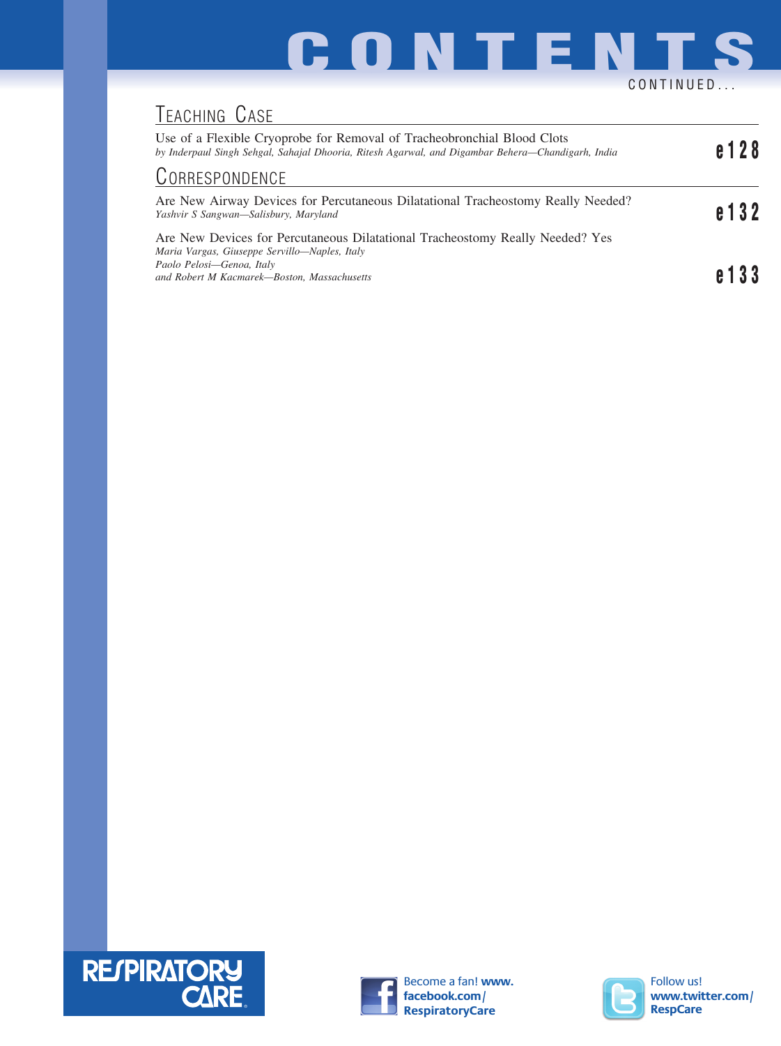# CONTENTS

CONTINUED...

## Teaching Case

Use of a Flexible Cryoprobe for Removal of Tracheobronchial Blood Clots
*by Inderpaul Singh Sehgal, Sahajal Dhooria, Ritesh Agarwal, and Digambar Behera—Chandigarh, India* **e128**

## Correspondence

Are New Airway Devices for Percutaneous Dilatational Tracheostomy Really Needed?
*Yashvir S Sangwan—Salisbury, Maryland* **e132**

Are New Devices for Percutaneous Dilatational Tracheostomy Really Needed? Yes
*Maria Vargas, Giuseppe Servillo—Naples, Italy*
*Paolo Pelosi—Genoa, Italy*
*and Robert M Kacmarek—Boston, Massachusetts* **e133**

RESPIRATORY CARE

Become a fan! **www.facebook.com/RespiratoryCare**

Follow us! **www.twitter.com/RespCare**